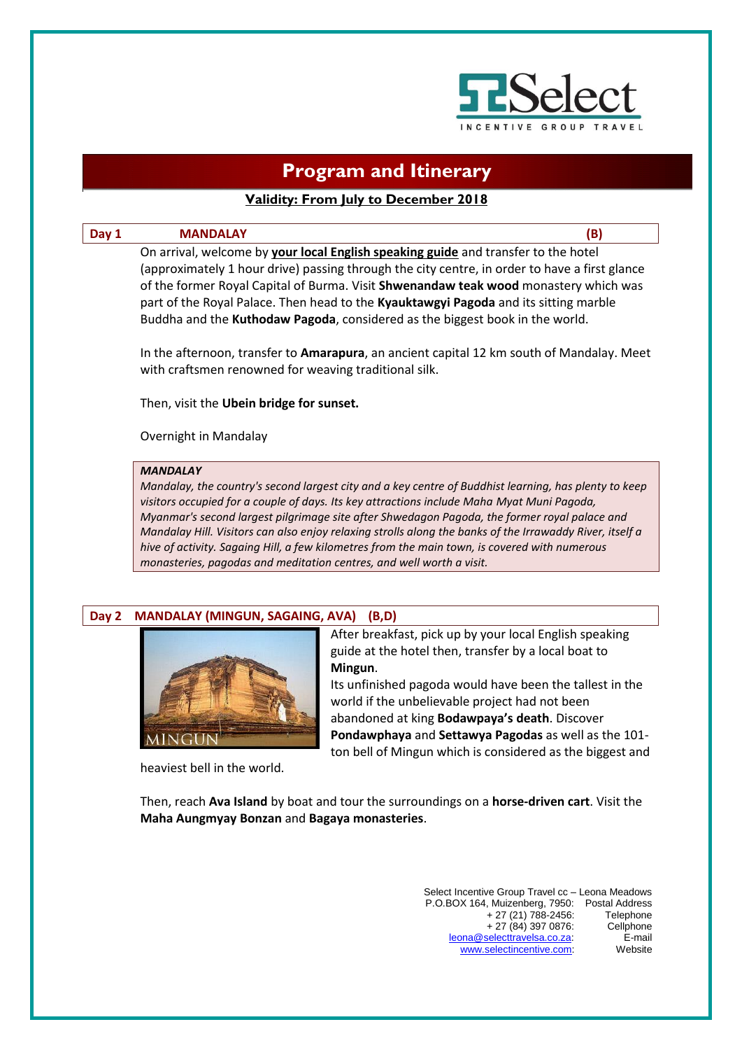# Program and Itinerary

**Validity: From July to December 2018**

## Day 1 MANDALAY (B)

On arrival, welcome by **your local English speaking guide** and transfer to the hotel (approximately 1 hour drive) passing through the city centre, in order to have a first glance of the former Royal Capital of Burma. Visit **Shwenandaw teak wood** monastery which was part of the Royal Palace. Then head to the **Kyauktawgyi Pagoda** and its sitting marble Buddha and the **Kuthodaw Pagoda**, considered as the biggest book in the world.

In the afternoon, transfer to **Amarapura**, an ancient capital 12 km south of Mandalay. Meet with craftsmen renowned for weaving traditional silk.

Then, visit the **Ubein bridge for sunset.**

Overnight in Mandalay

> ***MANDALAY***
>
> *Mandalay, the country's second largest city and a key centre of Buddhist learning, has plenty to keep visitors occupied for a couple of days. Its key attractions include Maha Myat Muni Pagoda, Myanmar's second largest pilgrimage site after Shwedagon Pagoda, the former royal palace and Mandalay Hill. Visitors can also enjoy relaxing strolls along the banks of the Irrawaddy River, itself a hive of activity. Sagaing Hill, a few kilometres from the main town, is covered with numerous monasteries, pagodas and meditation centres, and well worth a visit.*

## Day 2 MANDALAY (MINGUN, SAGAING, AVA) (B,D)

After breakfast, pick up by your local English speaking guide at the hotel then, transfer by a local boat to **Mingun**.

Its unfinished pagoda would have been the tallest in the world if the unbelievable project had not been abandoned at king **Bodawpaya's death**. Discover **Pondawphaya** and **Settawya Pagodas** as well as the 101-ton bell of Mingun which is considered as the biggest and heaviest bell in the world.

Then, reach **Ava Island** by boat and tour the surroundings on a **horse-driven cart**. Visit the **Maha Aungmyay Bonzan** and **Bagaya monasteries**.

Select Incentive Group Travel cc – Leona Meadows
P.O.BOX 164, Muizenberg, 7950: Postal Address
+ 27 (21) 788-2456: Telephone
+ 27 (84) 397 0876: Cellphone
leona@selecttravelsa.co.za: E-mail
www.selectincentive.com: Website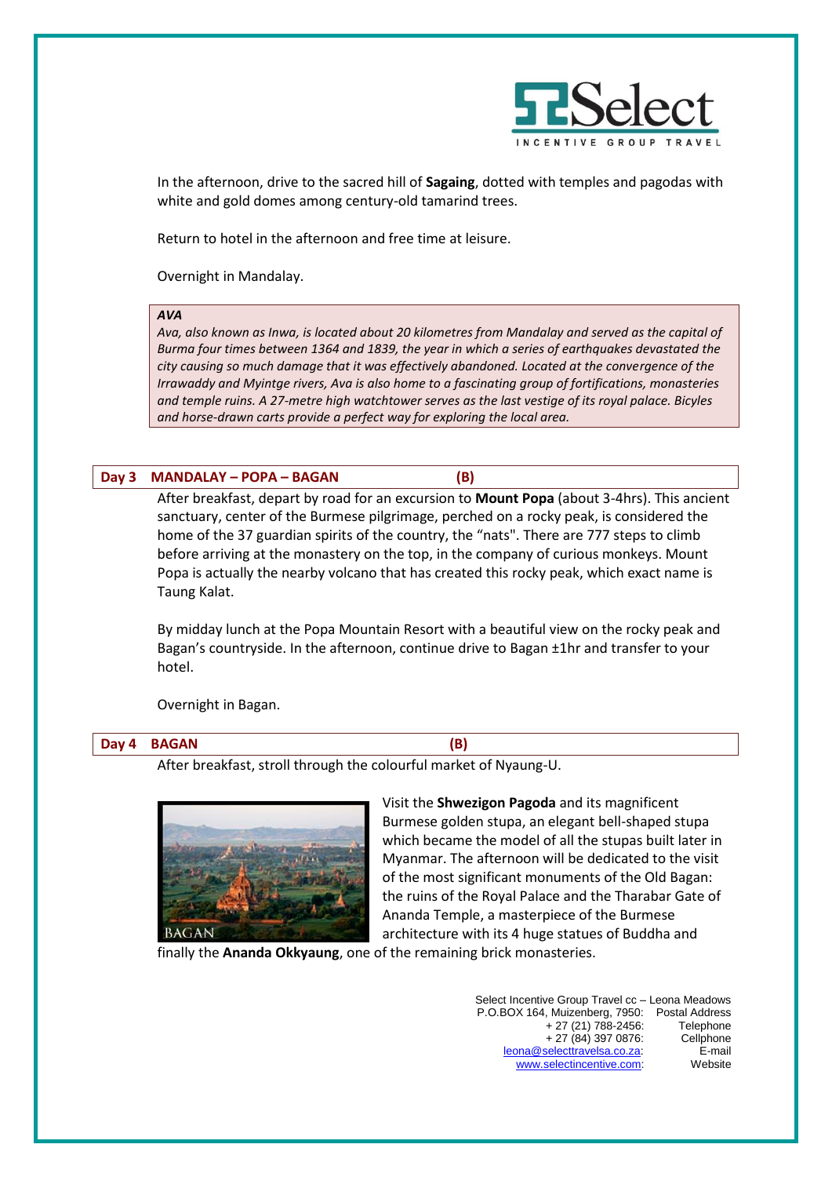In the afternoon, drive to the sacred hill of **Sagaing**, dotted with temples and pagodas with white and gold domes among century-old tamarind trees.

Return to hotel in the afternoon and free time at leisure.

Overnight in Mandalay.

> ***AVA***
> *Ava, also known as Inwa, is located about 20 kilometres from Mandalay and served as the capital of Burma four times between 1364 and 1839, the year in which a series of earthquakes devastated the city causing so much damage that it was effectively abandoned. Located at the convergence of the Irrawaddy and Myintge rivers, Ava is also home to a fascinating group of fortifications, monasteries and temple ruins. A 27-metre high watchtower serves as the last vestige of its royal palace. Bicyles and horse-drawn carts provide a perfect way for exploring the local area.*

## Day 3 MANDALAY – POPA – BAGAN (B)

After breakfast, depart by road for an excursion to **Mount Popa** (about 3-4hrs). This ancient sanctuary, center of the Burmese pilgrimage, perched on a rocky peak, is considered the home of the 37 guardian spirits of the country, the "nats". There are 777 steps to climb before arriving at the monastery on the top, in the company of curious monkeys. Mount Popa is actually the nearby volcano that has created this rocky peak, which exact name is Taung Kalat.

By midday lunch at the Popa Mountain Resort with a beautiful view on the rocky peak and Bagan's countryside. In the afternoon, continue drive to Bagan ±1hr and transfer to your hotel.

Overnight in Bagan.

## Day 4 BAGAN (B)

After breakfast, stroll through the colourful market of Nyaung-U.

BAGAN

Visit the **Shwezigon Pagoda** and its magnificent Burmese golden stupa, an elegant bell-shaped stupa which became the model of all the stupas built later in Myanmar. The afternoon will be dedicated to the visit of the most significant monuments of the Old Bagan: the ruins of the Royal Palace and the Tharabar Gate of Ananda Temple, a masterpiece of the Burmese architecture with its 4 huge statues of Buddha and finally the **Ananda Okkyaung**, one of the remaining brick monasteries.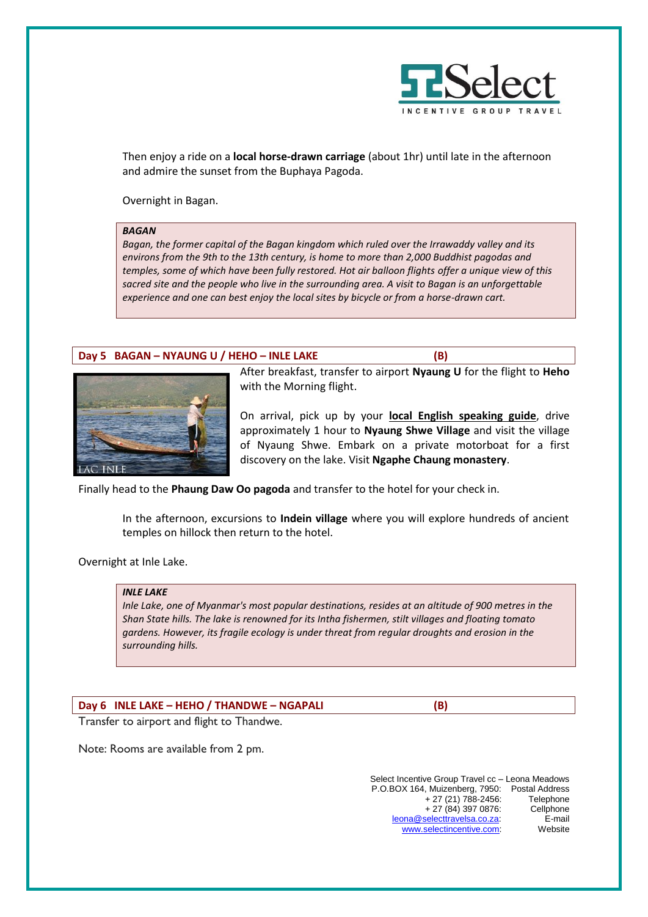Then enjoy a ride on a **local horse-drawn carriage** (about 1hr) until late in the afternoon and admire the sunset from the Buphaya Pagoda.

Overnight in Bagan.

> ***BAGAN***
> *Bagan, the former capital of the Bagan kingdom which ruled over the Irrawaddy valley and its environs from the 9th to the 13th century, is home to more than 2,000 Buddhist pagodas and temples, some of which have been fully restored. Hot air balloon flights offer a unique view of this sacred site and the people who live in the surrounding area. A visit to Bagan is an unforgettable experience and one can best enjoy the local sites by bicycle or from a horse-drawn cart.*

## Day 5 BAGAN – NYAUNG U / HEHO – INLE LAKE (B)

After breakfast, transfer to airport **Nyaung U** for the flight to **Heho** with the Morning flight.

On arrival, pick up by your **local English speaking guide**, drive approximately 1 hour to **Nyaung Shwe Village** and visit the village of Nyaung Shwe. Embark on a private motorboat for a first discovery on the lake. Visit **Ngaphe Chaung monastery**.

LAC INLE

Finally head to the **Phaung Daw Oo pagoda** and transfer to the hotel for your check in.

In the afternoon, excursions to **Indein village** where you will explore hundreds of ancient temples on hillock then return to the hotel.

Overnight at Inle Lake.

> ***INLE LAKE***
> *Inle Lake, one of Myanmar's most popular destinations, resides at an altitude of 900 metres in the Shan State hills. The lake is renowned for its Intha fishermen, stilt villages and floating tomato gardens. However, its fragile ecology is under threat from regular droughts and erosion in the surrounding hills.*

## Day 6 INLE LAKE – HEHO / THANDWE – NGAPALI (B)

Transfer to airport and flight to Thandwe.

Note: Rooms are available from 2 pm.

Select Incentive Group Travel cc – Leona Meadows
P.O.BOX 164, Muizenberg, 7950: Postal Address
+ 27 (21) 788-2456: Telephone
+ 27 (84) 397 0876: Cellphone
leona@selecttravelsa.co.za: E-mail
www.selectincentive.com: Website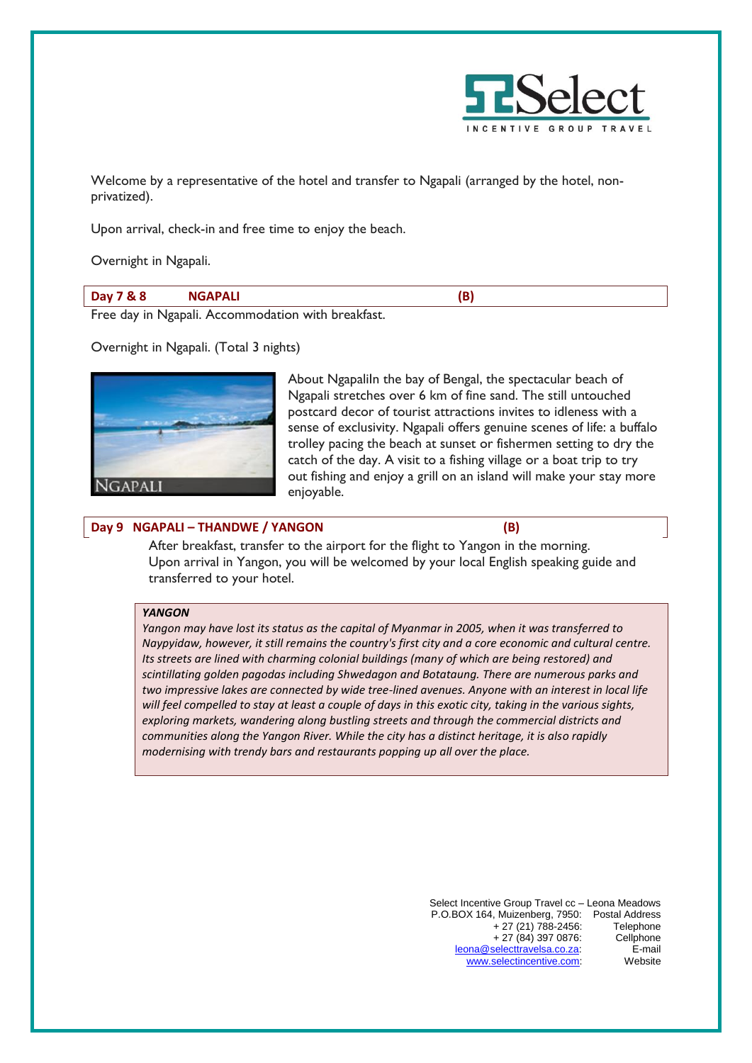Welcome by a representative of the hotel and transfer to Ngapali (arranged by the hotel, non-privatized).

Upon arrival, check-in and free time to enjoy the beach.

Overnight in Ngapali.

**Day 7 & 8 NGAPALI (B)**

Free day in Ngapali. Accommodation with breakfast.

Overnight in Ngapali. (Total 3 nights)

About NgapaliIn the bay of Bengal, the spectacular beach of Ngapali stretches over 6 km of fine sand. The still untouched postcard decor of tourist attractions invites to idleness with a sense of exclusivity. Ngapali offers genuine scenes of life: a buffalo trolley pacing the beach at sunset or fishermen setting to dry the catch of the day. A visit to a fishing village or a boat trip to try out fishing and enjoy a grill on an island will make your stay more enjoyable.

**Day 9 NGAPALI – THANDWE / YANGON (B)**

After breakfast, transfer to the airport for the flight to Yangon in the morning. Upon arrival in Yangon, you will be welcomed by your local English speaking guide and transferred to your hotel.

***YANGON***

*Yangon may have lost its status as the capital of Myanmar in 2005, when it was transferred to Naypyidaw, however, it still remains the country's first city and a core economic and cultural centre. Its streets are lined with charming colonial buildings (many of which are being restored) and scintillating golden pagodas including Shwedagon and Botataung. There are numerous parks and two impressive lakes are connected by wide tree-lined avenues. Anyone with an interest in local life will feel compelled to stay at least a couple of days in this exotic city, taking in the various sights, exploring markets, wandering along bustling streets and through the commercial districts and communities along the Yangon River. While the city has a distinct heritage, it is also rapidly modernising with trendy bars and restaurants popping up all over the place.*

Select Incentive Group Travel cc – Leona Meadows
P.O.BOX 164, Muizenberg, 7950: Postal Address
+ 27 (21) 788-2456: Telephone
+ 27 (84) 397 0876: Cellphone
leona@selecttravelsa.co.za: E-mail
www.selectincentive.com: Website